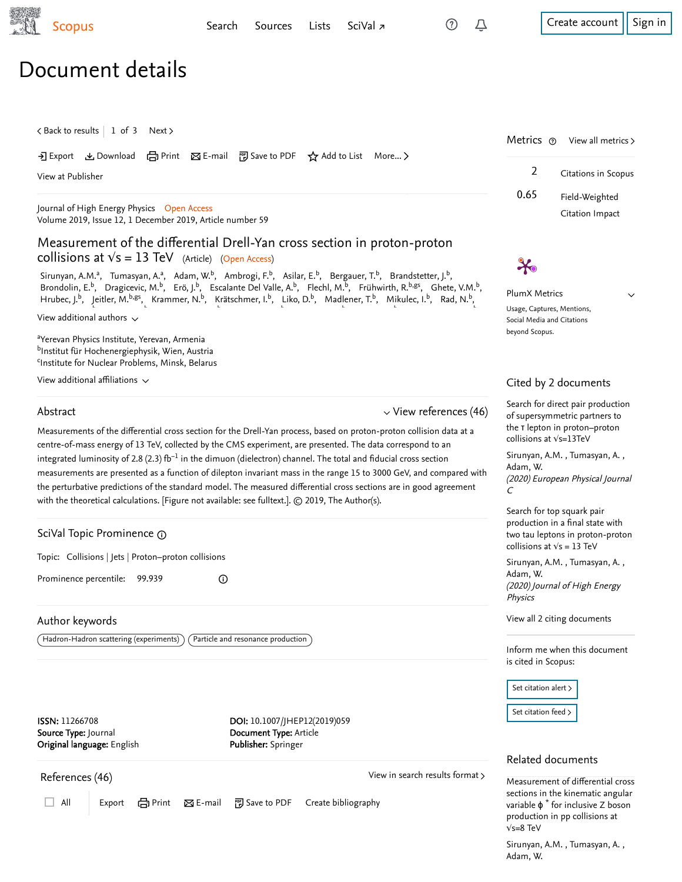# Document details

Journal of High Energy Physics Open Access
Volume 2019, Issue 12, 1 December 2019, Article number 59

## Measurement of the differential Drell-Yan cross section in proton-proton collisions at $\sqrt{s}$ = 13 TeV (Article) (Open Access)

Sirunyan, A.M.[a], Tumasyan, A.[a], Adam, W.[b], Ambrogi, F.[b], Asilar, E.[b], Bergauer, T.[b], Brandstetter, J.[b], Brondolin, E.[b], Dragicevic, M.[b], Erö, J.[b], Escalante Del Valle, A.[b], Flechl, M.[b], Frühwirth, R.[b,gs], Ghete, V.M.[b], Hrubec, J.[b], Jeitler, M.[b,gs], Krammer, N.[b], Krätschmer, I.[b], Liko, D.[b], Madlener, T.[b], Mikulec, I.[b], Rad, N.[b],

View additional authors

[a]Yerevan Physics Institute, Yerevan, Armenia
[b]Institut für Hochenergiephysik, Wien, Austria
[c]Institute for Nuclear Problems, Minsk, Belarus

View additional affiliations

## Abstract

View references (46)

Measurements of the differential cross section for the Drell-Yan process, based on proton-proton collision data at a centre-of-mass energy of 13 TeV, collected by the CMS experiment, are presented. The data correspond to an integrated luminosity of 2.8 (2.3) $fb^{-1}$ in the dimuon (dielectron) channel. The total and fiducial cross section measurements are presented as a function of dilepton invariant mass in the range 15 to 3000 GeV, and compared with the perturbative predictions of the standard model. The measured differential cross sections are in good agreement with the theoretical calculations. [Figure not available: see fulltext.]. © 2019, The Author(s).

## SciVal Topic Prominence

Topic: Collisions | Jets | Proton–proton collisions

Prominence percentile: 99.939

## Author keywords

Hadron-Hadron scattering (experiments) Particle and resonance production

**ISSN:** 11266708
**Source Type:** Journal
**Original language:** English

**DOI:** 10.1007/JHEP12(2019)059
**Document Type:** Article
**Publisher:** Springer

## References (46)

## Metrics

2 Citations in Scopus

0.65 Field-Weighted Citation Impact

PlumX Metrics

Usage, Captures, Mentions, Social Media and Citations beyond Scopus.

## Cited by 2 documents

Search for direct pair production of supersymmetric partners to the τ lepton in proton–proton collisions at $\sqrt{s}$=13TeV

Sirunyan, A.M. , Tumasyan, A. , Adam, W.
*(2020) European Physical Journal C*

Search for top squark pair production in a final state with two tau leptons in proton-proton collisions at $\sqrt{s}$ = 13 TeV

Sirunyan, A.M. , Tumasyan, A. , Adam, W.
*(2020) Journal of High Energy Physics*

View all 2 citing documents

Inform me when this document is cited in Scopus:

## Related documents

Measurement of differential cross sections in the kinematic angular variable $\phi^*$ for inclusive Z boson production in pp collisions at $\sqrt{s}$=8 TeV

Sirunyan, A.M. , Tumasyan, A. , Adam, W.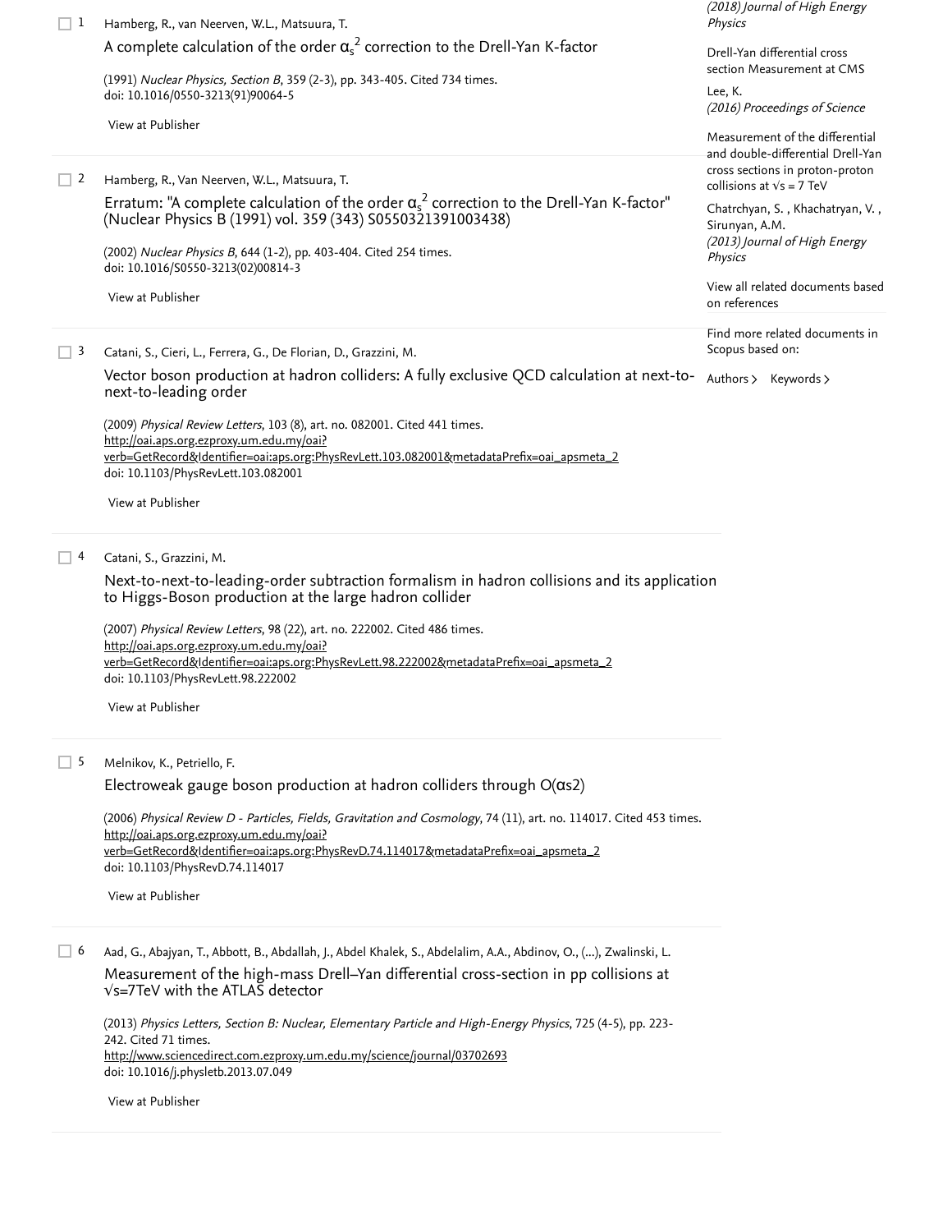1. Hamberg, R., van Neerven, W.L., Matsuura, T.

   A complete calculation of the order $\alpha_s^2$ correction to the Drell-Yan K-factor

   (1991) *Nuclear Physics, Section B*, 359 (2-3), pp. 343-405. Cited 734 times.
   doi: 10.1016/0550-3213(91)90064-5

   View at Publisher

2. Hamberg, R., Van Neerven, W.L., Matsuura, T.

   Erratum: "A complete calculation of the order $\alpha_s^2$ correction to the Drell-Yan K-factor" (Nuclear Physics B (1991) vol. 359 (343) S0550321391003438)

   (2002) *Nuclear Physics B*, 644 (1-2), pp. 403-404. Cited 254 times.
   doi: 10.1016/S0550-3213(02)00814-3

   View at Publisher

3. Catani, S., Cieri, L., Ferrera, G., De Florian, D., Grazzini, M.

   Vector boson production at hadron colliders: A fully exclusive QCD calculation at next-to-next-to-leading order

   (2009) *Physical Review Letters*, 103 (8), art. no. 082001. Cited 441 times.
   http://oai.aps.org.ezproxy.um.edu.my/oai?verb=GetRecord&Identifier=oai:aps.org:PhysRevLett.103.082001&metadataPrefix=oai_apsmeta_2
   doi: 10.1103/PhysRevLett.103.082001

   View at Publisher

4. Catani, S., Grazzini, M.

   Next-to-next-to-leading-order subtraction formalism in hadron collisions and its application to Higgs-Boson production at the large hadron collider

   (2007) *Physical Review Letters*, 98 (22), art. no. 222002. Cited 486 times.
   http://oai.aps.org.ezproxy.um.edu.my/oai?verb=GetRecord&Identifier=oai:aps.org:PhysRevLett.98.222002&metadataPrefix=oai_apsmeta_2
   doi: 10.1103/PhysRevLett.98.222002

   View at Publisher

5. Melnikov, K., Petriello, F.

   Electroweak gauge boson production at hadron colliders through O(αs2)

   (2006) *Physical Review D - Particles, Fields, Gravitation and Cosmology*, 74 (11), art. no. 114017. Cited 453 times.
   http://oai.aps.org.ezproxy.um.edu.my/oai?verb=GetRecord&Identifier=oai:aps.org:PhysRevD.74.114017&metadataPrefix=oai_apsmeta_2
   doi: 10.1103/PhysRevD.74.114017

   View at Publisher

6. Aad, G., Abajyan, T., Abbott, B., Abdallah, J., Abdel Khalek, S., Abdelalim, A.A., Abdinov, O., (...), Zwalinski, L.

   Measurement of the high-mass Drell–Yan differential cross-section in pp collisions at √s=7TeV with the ATLAS detector

   (2013) *Physics Letters, Section B: Nuclear, Elementary Particle and High-Energy Physics*, 725 (4-5), pp. 223-242. Cited 71 times.
   http://www.sciencedirect.com.ezproxy.um.edu.my/science/journal/03702693
   doi: 10.1016/j.physletb.2013.07.049

   View at Publisher

*(2018) Journal of High Energy Physics*

Drell-Yan differential cross section Measurement at CMS

Lee, K.
*(2016) Proceedings of Science*

Measurement of the differential and double-differential Drell-Yan cross sections in proton-proton collisions at √s = 7 TeV

Chatrchyan, S. , Khachatryan, V. , Sirunyan, A.M.
*(2013) Journal of High Energy Physics*

View all related documents based on references

Find more related documents in Scopus based on:

Authors > Keywords >